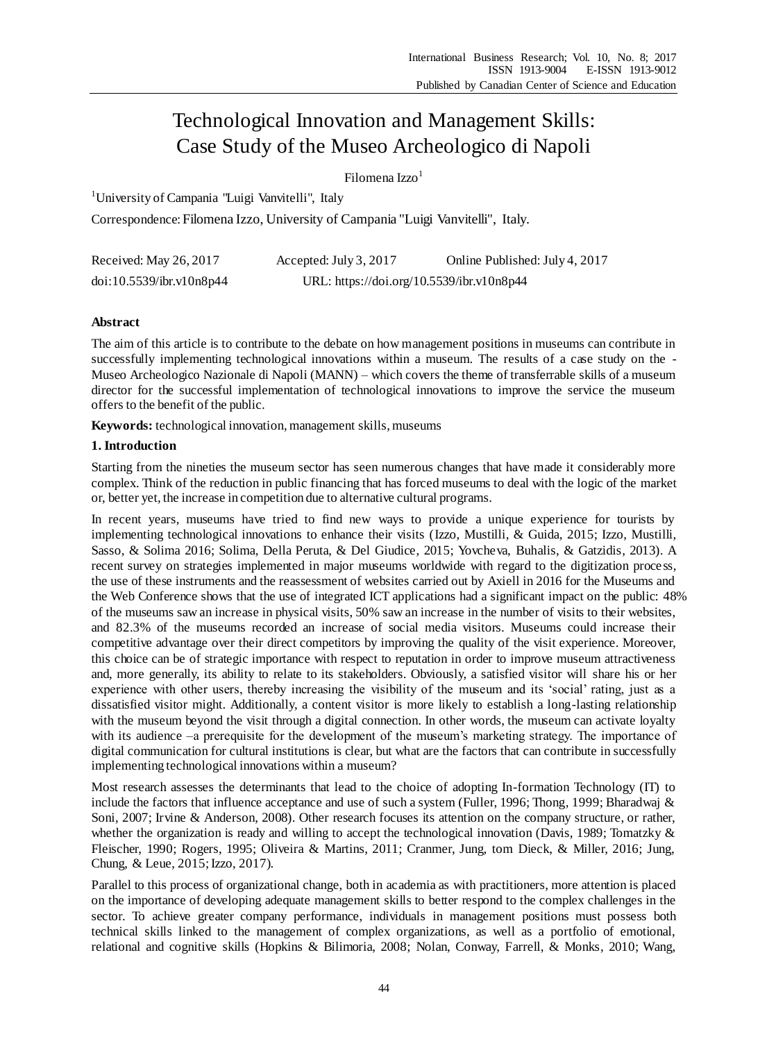# Technological Innovation and Management Skills: Case Study of the Museo Archeologico di Napoli

Filomena Izzo[1]

[1]University of Campania "Luigi Vanvitelli", Italy

Correspondence: Filomena Izzo, University of Campania "Luigi Vanvitelli", Italy.

Received: May 26, 2017 Accepted: July 3, 2017 Online Published: July 4, 2017

doi:10.5539/ibr.v10n8p44 URL: https://doi.org/10.5539/ibr.v10n8p44

## Abstract

The aim of this article is to contribute to the debate on how management positions in museums can contribute in successfully implementing technological innovations within a museum. The results of a case study on the - Museo Archeologico Nazionale di Napoli (MANN) – which covers the theme of transferrable skills of a museum director for the successful implementation of technological innovations to improve the service the museum offers to the benefit of the public.

**Keywords:** technological innovation, management skills, museums

## 1. Introduction

Starting from the nineties the museum sector has seen numerous changes that have made it considerably more complex. Think of the reduction in public financing that has forced museums to deal with the logic of the market or, better yet, the increase in competition due to alternative cultural programs.

In recent years, museums have tried to find new ways to provide a unique experience for tourists by implementing technological innovations to enhance their visits (Izzo, Mustilli, & Guida, 2015; Izzo, Mustilli, Sasso, & Solima 2016; Solima, Della Peruta, & Del Giudice, 2015; Yovcheva, Buhalis, & Gatzidis, 2013). A recent survey on strategies implemented in major museums worldwide with regard to the digitization process, the use of these instruments and the reassessment of websites carried out by Axiell in 2016 for the Museums and the Web Conference shows that the use of integrated ICT applications had a significant impact on the public: 48% of the museums saw an increase in physical visits, 50% saw an increase in the number of visits to their websites, and 82.3% of the museums recorded an increase of social media visitors. Museums could increase their competitive advantage over their direct competitors by improving the quality of the visit experience. Moreover, this choice can be of strategic importance with respect to reputation in order to improve museum attractiveness and, more generally, its ability to relate to its stakeholders. Obviously, a satisfied visitor will share his or her experience with other users, thereby increasing the visibility of the museum and its 'social' rating, just as a dissatisfied visitor might. Additionally, a content visitor is more likely to establish a long-lasting relationship with the museum beyond the visit through a digital connection. In other words, the museum can activate loyalty with its audience –a prerequisite for the development of the museum's marketing strategy. The importance of digital communication for cultural institutions is clear, but what are the factors that can contribute in successfully implementing technological innovations within a museum?

Most research assesses the determinants that lead to the choice of adopting In-formation Technology (IT) to include the factors that influence acceptance and use of such a system (Fuller, 1996; Thong, 1999; Bharadwaj & Soni, 2007; Irvine & Anderson, 2008). Other research focuses its attention on the company structure, or rather, whether the organization is ready and willing to accept the technological innovation (Davis, 1989; Tomatzky & Fleischer, 1990; Rogers, 1995; Oliveira & Martins, 2011; Cranmer, Jung, tom Dieck, & Miller, 2016; Jung, Chung, & Leue, 2015; Izzo, 2017).

Parallel to this process of organizational change, both in academia as with practitioners, more attention is placed on the importance of developing adequate management skills to better respond to the complex challenges in the sector. To achieve greater company performance, individuals in management positions must possess both technical skills linked to the management of complex organizations, as well as a portfolio of emotional, relational and cognitive skills (Hopkins & Bilimoria, 2008; Nolan, Conway, Farrell, & Monks, 2010; Wang,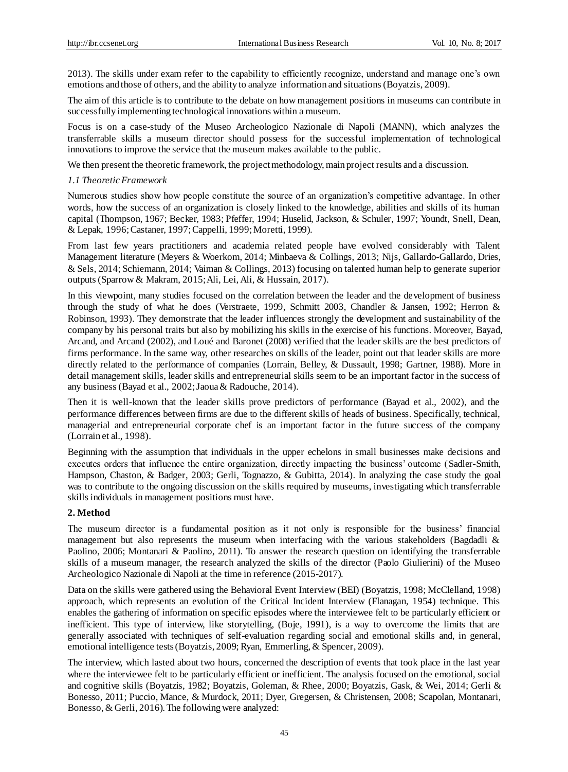2013). The skills under exam refer to the capability to efficiently recognize, understand and manage one's own emotions and those of others, and the ability to analyze information and situations (Boyatzis, 2009).

The aim of this article is to contribute to the debate on how management positions in museums can contribute in successfully implementing technological innovations within a museum.

Focus is on a case-study of the Museo Archeologico Nazionale di Napoli (MANN), which analyzes the transferrable skills a museum director should possess for the successful implementation of technological innovations to improve the service that the museum makes available to the public.

We then present the theoretic framework, the project methodology, main project results and a discussion.

### *1.1 Theoretic Framework*

Numerous studies show how people constitute the source of an organization's competitive advantage. In other words, how the success of an organization is closely linked to the knowledge, abilities and skills of its human capital (Thompson, 1967; Becker, 1983; Pfeffer, 1994; Huselid, Jackson, & Schuler, 1997; Youndt, Snell, Dean, & Lepak, 1996; Castaner, 1997; Cappelli, 1999; Moretti, 1999).

From last few years practitioners and academia related people have evolved considerably with Talent Management literature (Meyers & Woerkom, 2014; Minbaeva & Collings, 2013; Nijs, Gallardo-Gallardo, Dries, & Sels, 2014; Schiemann, 2014; Vaiman & Collings, 2013) focusing on talented human help to generate superior outputs (Sparrow & Makram, 2015; Ali, Lei, Ali, & Hussain, 2017).

In this viewpoint, many studies focused on the correlation between the leader and the development of business through the study of what he does (Verstraete, 1999, Schmitt 2003, Chandler & Jansen, 1992; Herron & Robinson, 1993). They demonstrate that the leader influences strongly the development and sustainability of the company by his personal traits but also by mobilizing his skills in the exercise of his functions. Moreover, Bayad, Arcand, and Arcand (2002), and Loué and Baronet (2008) verified that the leader skills are the best predictors of firms performance. In the same way, other researches on skills of the leader, point out that leader skills are more directly related to the performance of companies (Lorrain, Belley, & Dussault, 1998; Gartner, 1988). More in detail management skills, leader skills and entrepreneurial skills seem to be an important factor in the success of any business (Bayad et al., 2002; Jaoua & Radouche, 2014).

Then it is well-known that the leader skills prove predictors of performance (Bayad et al., 2002), and the performance differences between firms are due to the different skills of heads of business. Specifically, technical, managerial and entrepreneurial corporate chef is an important factor in the future success of the company (Lorrain et al., 1998).

Beginning with the assumption that individuals in the upper echelons in small businesses make decisions and executes orders that influence the entire organization, directly impacting the business' outcome (Sadler-Smith, Hampson, Chaston, & Badger, 2003; Gerli, Tognazzo, & Gubitta, 2014). In analyzing the case study the goal was to contribute to the ongoing discussion on the skills required by museums, investigating which transferrable skills individuals in management positions must have.

## 2. Method

The museum director is a fundamental position as it not only is responsible for the business' financial management but also represents the museum when interfacing with the various stakeholders (Bagdadli & Paolino, 2006; Montanari & Paolino, 2011). To answer the research question on identifying the transferrable skills of a museum manager, the research analyzed the skills of the director (Paolo Giulierini) of the Museo Archeologico Nazionale di Napoli at the time in reference (2015-2017).

Data on the skills were gathered using the Behavioral Event Interview (BEI) (Boyatzis, 1998; McClelland, 1998) approach, which represents an evolution of the Critical Incident Interview (Flanagan, 1954) technique. This enables the gathering of information on specific episodes where the interviewee felt to be particularly efficient or inefficient. This type of interview, like storytelling, (Boje, 1991), is a way to overcome the limits that are generally associated with techniques of self-evaluation regarding social and emotional skills and, in general, emotional intelligence tests (Boyatzis, 2009; Ryan, Emmerling, & Spencer, 2009).

The interview, which lasted about two hours, concerned the description of events that took place in the last year where the interviewee felt to be particularly efficient or inefficient. The analysis focused on the emotional, social and cognitive skills (Boyatzis, 1982; Boyatzis, Goleman, & Rhee, 2000; Boyatzis, Gask, & Wei, 2014; Gerli & Bonesso, 2011; Puccio, Mance, & Murdock, 2011; Dyer, Gregersen, & Christensen, 2008; Scapolan, Montanari, Bonesso, & Gerli, 2016). The following were analyzed: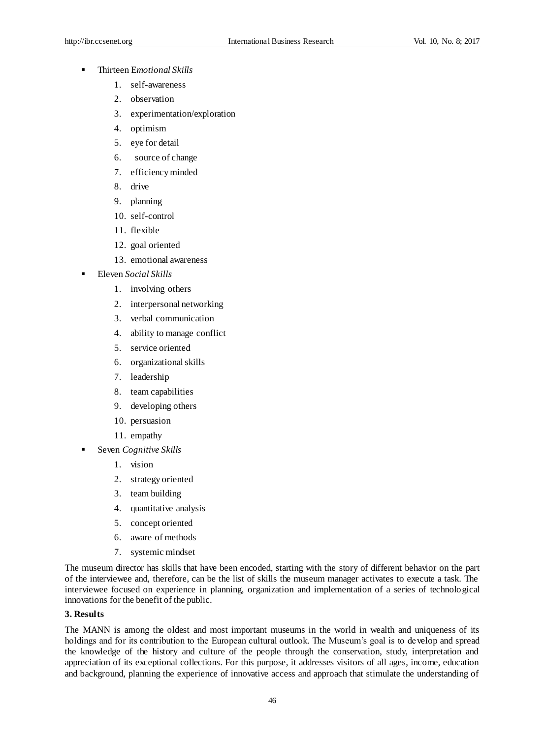- Thirteen *Emotional Skills*
    1. self-awareness
    2. observation
    3. experimentation/exploration
    4. optimism
    5. eye for detail
    6. source of change
    7. efficiency minded
    8. drive
    9. planning
    10. self-control
    11. flexible
    12. goal oriented
    13. emotional awareness
- Eleven *Social Skills*
    1. involving others
    2. interpersonal networking
    3. verbal communication
    4. ability to manage conflict
    5. service oriented
    6. organizational skills
    7. leadership
    8. team capabilities
    9. developing others
    10. persuasion
    11. empathy
- Seven *Cognitive Skills*
    1. vision
    2. strategy oriented
    3. team building
    4. quantitative analysis
    5. concept oriented
    6. aware of methods
    7. systemic mindset

The museum director has skills that have been encoded, starting with the story of different behavior on the part of the interviewee and, therefore, can be the list of skills the museum manager activates to execute a task. The interviewee focused on experience in planning, organization and implementation of a series of technological innovations for the benefit of the public.

### 3. Results

The MANN is among the oldest and most important museums in the world in wealth and uniqueness of its holdings and for its contribution to the European cultural outlook. The Museum's goal is to develop and spread the knowledge of the history and culture of the people through the conservation, study, interpretation and appreciation of its exceptional collections. For this purpose, it addresses visitors of all ages, income, education and background, planning the experience of innovative access and approach that stimulate the understanding of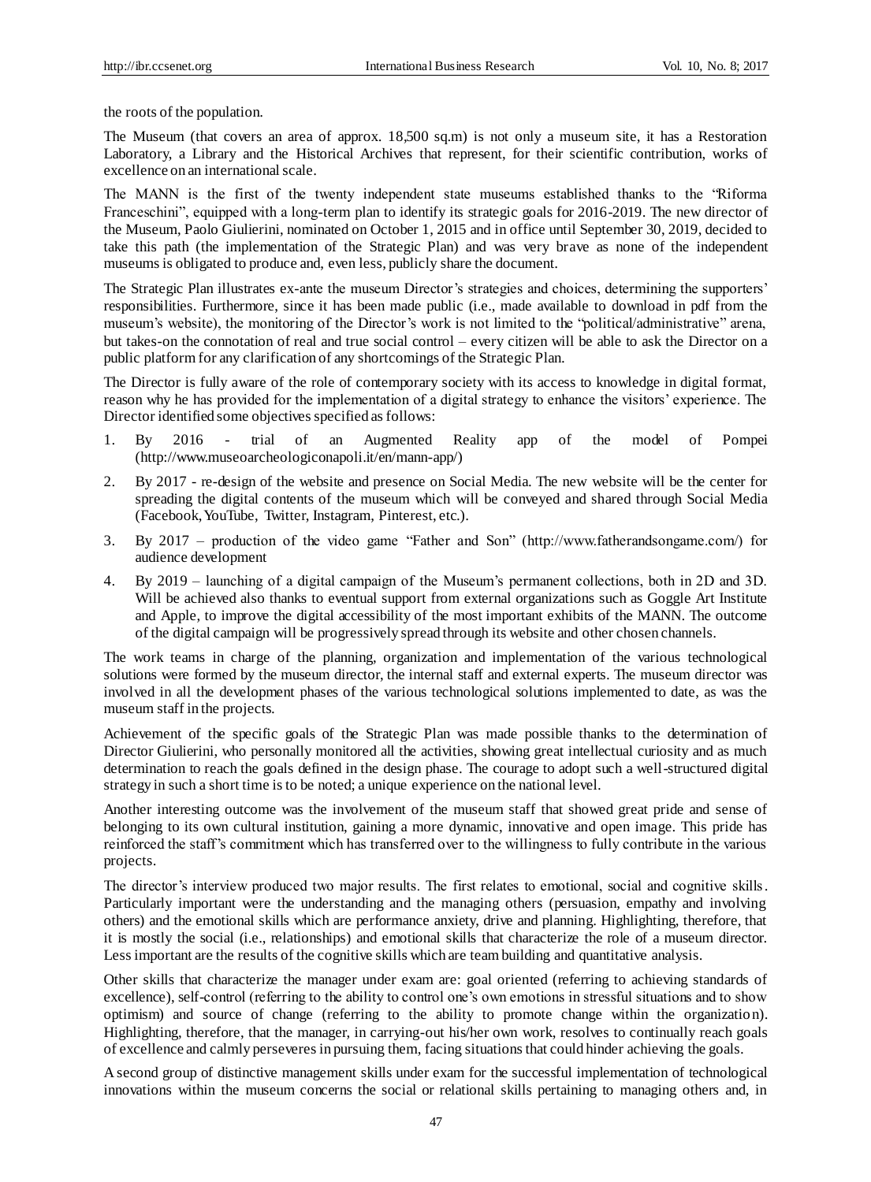the roots of the population.

The Museum (that covers an area of approx. 18,500 sq.m) is not only a museum site, it has a Restoration Laboratory, a Library and the Historical Archives that represent, for their scientific contribution, works of excellence on an international scale.

The MANN is the first of the twenty independent state museums established thanks to the "Riforma Franceschini", equipped with a long-term plan to identify its strategic goals for 2016-2019. The new director of the Museum, Paolo Giulierini, nominated on October 1, 2015 and in office until September 30, 2019, decided to take this path (the implementation of the Strategic Plan) and was very brave as none of the independent museums is obligated to produce and, even less, publicly share the document.

The Strategic Plan illustrates ex-ante the museum Director's strategies and choices, determining the supporters' responsibilities. Furthermore, since it has been made public (i.e., made available to download in pdf from the museum's website), the monitoring of the Director's work is not limited to the "political/administrative" arena, but takes-on the connotation of real and true social control – every citizen will be able to ask the Director on a public platform for any clarification of any shortcomings of the Strategic Plan.

The Director is fully aware of the role of contemporary society with its access to knowledge in digital format, reason why he has provided for the implementation of a digital strategy to enhance the visitors' experience. The Director identified some objectives specified as follows:

1. By 2016 - trial of an Augmented Reality app of the model of Pompei (http://www.museoarcheologiconapoli.it/en/mann-app/)
2. By 2017 - re-design of the website and presence on Social Media. The new website will be the center for spreading the digital contents of the museum which will be conveyed and shared through Social Media (Facebook, YouTube, Twitter, Instagram, Pinterest, etc.).
3. By 2017 – production of the video game "Father and Son" (http://www.fatherandsongame.com/) for audience development
4. By 2019 – launching of a digital campaign of the Museum's permanent collections, both in 2D and 3D. Will be achieved also thanks to eventual support from external organizations such as Goggle Art Institute and Apple, to improve the digital accessibility of the most important exhibits of the MANN. The outcome of the digital campaign will be progressively spread through its website and other chosen channels.

The work teams in charge of the planning, organization and implementation of the various technological solutions were formed by the museum director, the internal staff and external experts. The museum director was involved in all the development phases of the various technological solutions implemented to date, as was the museum staff in the projects.

Achievement of the specific goals of the Strategic Plan was made possible thanks to the determination of Director Giulierini, who personally monitored all the activities, showing great intellectual curiosity and as much determination to reach the goals defined in the design phase. The courage to adopt such a well-structured digital strategy in such a short time is to be noted; a unique experience on the national level.

Another interesting outcome was the involvement of the museum staff that showed great pride and sense of belonging to its own cultural institution, gaining a more dynamic, innovative and open image. This pride has reinforced the staff's commitment which has transferred over to the willingness to fully contribute in the various projects.

The director's interview produced two major results. The first relates to emotional, social and cognitive skills. Particularly important were the understanding and the managing others (persuasion, empathy and involving others) and the emotional skills which are performance anxiety, drive and planning. Highlighting, therefore, that it is mostly the social (i.e., relationships) and emotional skills that characterize the role of a museum director. Less important are the results of the cognitive skills which are team building and quantitative analysis.

Other skills that characterize the manager under exam are: goal oriented (referring to achieving standards of excellence), self-control (referring to the ability to control one's own emotions in stressful situations and to show optimism) and source of change (referring to the ability to promote change within the organization). Highlighting, therefore, that the manager, in carrying-out his/her own work, resolves to continually reach goals of excellence and calmly perseveres in pursuing them, facing situations that could hinder achieving the goals.

A second group of distinctive management skills under exam for the successful implementation of technological innovations within the museum concerns the social or relational skills pertaining to managing others and, in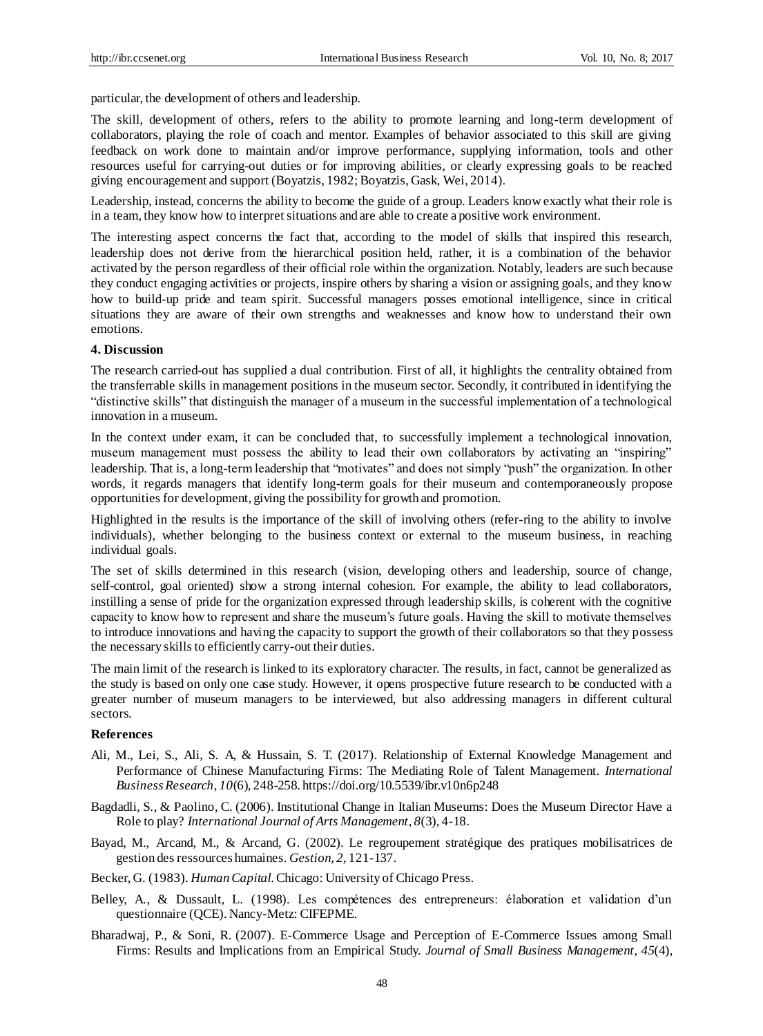particular, the development of others and leadership.

The skill, development of others, refers to the ability to promote learning and long-term development of collaborators, playing the role of coach and mentor. Examples of behavior associated to this skill are giving feedback on work done to maintain and/or improve performance, supplying information, tools and other resources useful for carrying-out duties or for improving abilities, or clearly expressing goals to be reached giving encouragement and support (Boyatzis, 1982; Boyatzis, Gask, Wei, 2014).

Leadership, instead, concerns the ability to become the guide of a group. Leaders know exactly what their role is in a team, they know how to interpret situations and are able to create a positive work environment.

The interesting aspect concerns the fact that, according to the model of skills that inspired this research, leadership does not derive from the hierarchical position held, rather, it is a combination of the behavior activated by the person regardless of their official role within the organization. Notably, leaders are such because they conduct engaging activities or projects, inspire others by sharing a vision or assigning goals, and they know how to build-up pride and team spirit. Successful managers posses emotional intelligence, since in critical situations they are aware of their own strengths and weaknesses and know how to understand their own emotions.

## 4. Discussion

The research carried-out has supplied a dual contribution. First of all, it highlights the centrality obtained from the transferrable skills in management positions in the museum sector. Secondly, it contributed in identifying the "distinctive skills" that distinguish the manager of a museum in the successful implementation of a technological innovation in a museum.

In the context under exam, it can be concluded that, to successfully implement a technological innovation, museum management must possess the ability to lead their own collaborators by activating an "inspiring" leadership. That is, a long-term leadership that "motivates" and does not simply "push" the organization. In other words, it regards managers that identify long-term goals for their museum and contemporaneously propose opportunities for development, giving the possibility for growth and promotion.

Highlighted in the results is the importance of the skill of involving others (refer-ring to the ability to involve individuals), whether belonging to the business context or external to the museum business, in reaching individual goals.

The set of skills determined in this research (vision, developing others and leadership, source of change, self-control, goal oriented) show a strong internal cohesion. For example, the ability to lead collaborators, instilling a sense of pride for the organization expressed through leadership skills, is coherent with the cognitive capacity to know how to represent and share the museum's future goals. Having the skill to motivate themselves to introduce innovations and having the capacity to support the growth of their collaborators so that they possess the necessary skills to efficiently carry-out their duties.

The main limit of the research is linked to its exploratory character. The results, in fact, cannot be generalized as the study is based on only one case study. However, it opens prospective future research to be conducted with a greater number of museum managers to be interviewed, but also addressing managers in different cultural sectors.

## References

Ali, M., Lei, S., Ali, S. A, & Hussain, S. T. (2017). Relationship of External Knowledge Management and Performance of Chinese Manufacturing Firms: The Mediating Role of Talent Management. *International Business Research*, *10*(6), 248-258. https://doi.org/10.5539/ibr.v10n6p248

Bagdadli, S., & Paolino, C. (2006). Institutional Change in Italian Museums: Does the Museum Director Have a Role to play? *International Journal of Arts Management*, *8*(3), 4-18.

Bayad, M., Arcand, M., & Arcand, G. (2002). Le regroupement stratégique des pratiques mobilisatrices de gestion des ressources humaines. *Gestion, 2*, 121-137.

Becker, G. (1983). *Human Capital*. Chicago: University of Chicago Press.

Belley, A., & Dussault, L. (1998). Les compétences des entrepreneurs: élaboration et validation d'un questionnaire (QCE). Nancy-Metz: CIFEPME.

Bharadwaj, P., & Soni, R. (2007). E-Commerce Usage and Perception of E-Commerce Issues among Small Firms: Results and Implications from an Empirical Study. *Journal of Small Business Management*, *45*(4),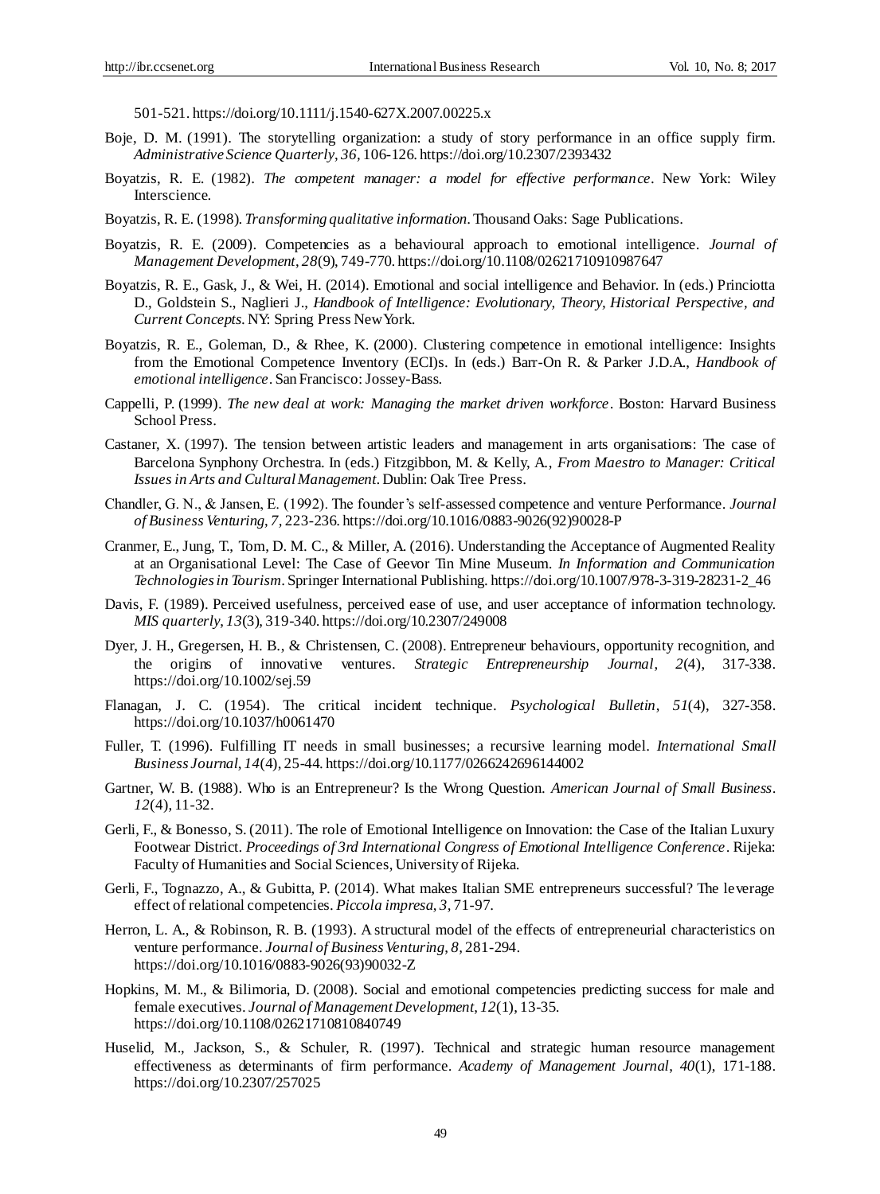501-521. https://doi.org/10.1111/j.1540-627X.2007.00225.x

Boje, D. M. (1991). The storytelling organization: a study of story performance in an office supply firm. *Administrative Science Quarterly, 36*, 106-126. https://doi.org/10.2307/2393432

Boyatzis, R. E. (1982). *The competent manager: a model for effective performance*. New York: Wiley Interscience.

Boyatzis, R. E. (1998). *Transforming qualitative information*. Thousand Oaks: Sage Publications.

Boyatzis, R. E. (2009). Competencies as a behavioural approach to emotional intelligence. *Journal of Management Development, 28*(9), 749-770. https://doi.org/10.1108/02621710910987647

Boyatzis, R. E., Gask, J., & Wei, H. (2014). Emotional and social intelligence and Behavior. In (eds.) Princiotta D., Goldstein S., Naglieri J., *Handbook of Intelligence: Evolutionary, Theory, Historical Perspective, and Current Concepts*. NY: Spring Press New York.

Boyatzis, R. E., Goleman, D., & Rhee, K. (2000). Clustering competence in emotional intelligence: Insights from the Emotional Competence Inventory (ECI)s. In (eds.) Barr-On R. & Parker J.D.A., *Handbook of emotional intelligence*. San Francisco: Jossey-Bass.

Cappelli, P. (1999). *The new deal at work: Managing the market driven workforce*. Boston: Harvard Business School Press.

Castaner, X. (1997). The tension between artistic leaders and management in arts organisations: The case of Barcelona Synphony Orchestra. In (eds.) Fitzgibbon, M. & Kelly, A., *From Maestro to Manager: Critical Issues in Arts and Cultural Management*. Dublin: Oak Tree Press.

Chandler, G. N., & Jansen, E. (1992). The founder's self-assessed competence and venture Performance. *Journal of Business Venturing, 7*, 223-236. https://doi.org/10.1016/0883-9026(92)90028-P

Cranmer, E., Jung, T., Tom, D. M. C., & Miller, A. (2016). Understanding the Acceptance of Augmented Reality at an Organisational Level: The Case of Geevor Tin Mine Museum. *In Information and Communication Technologies in Tourism*. Springer International Publishing. https://doi.org/10.1007/978-3-319-28231-2_46

Davis, F. (1989). Perceived usefulness, perceived ease of use, and user acceptance of information technology. *MIS quarterly, 13*(3), 319-340. https://doi.org/10.2307/249008

Dyer, J. H., Gregersen, H. B., & Christensen, C. (2008). Entrepreneur behaviours, opportunity recognition, and the origins of innovative ventures. *Strategic Entrepreneurship Journal, 2*(4), 317-338. https://doi.org/10.1002/sej.59

Flanagan, J. C. (1954). The critical incident technique. *Psychological Bulletin, 51*(4), 327-358. https://doi.org/10.1037/h0061470

Fuller, T. (1996). Fulfilling IT needs in small businesses; a recursive learning model. *International Small Business Journal, 14*(4), 25-44. https://doi.org/10.1177/0266242696144002

Gartner, W. B. (1988). Who is an Entrepreneur? Is the Wrong Question. *American Journal of Small Business*. *12*(4), 11-32.

Gerli, F., & Bonesso, S. (2011). The role of Emotional Intelligence on Innovation: the Case of the Italian Luxury Footwear District. *Proceedings of 3rd International Congress of Emotional Intelligence Conference*. Rijeka: Faculty of Humanities and Social Sciences, University of Rijeka.

Gerli, F., Tognazzo, A., & Gubitta, P. (2014). What makes Italian SME entrepreneurs successful? The leverage effect of relational competencies. *Piccola impresa, 3*, 71-97.

Herron, L. A., & Robinson, R. B. (1993). A structural model of the effects of entrepreneurial characteristics on venture performance. *Journal of Business Venturing, 8*, 281-294. https://doi.org/10.1016/0883-9026(93)90032-Z

Hopkins, M. M., & Bilimoria, D. (2008). Social and emotional competencies predicting success for male and female executives. *Journal of Management Development, 12*(1), 13-35. https://doi.org/10.1108/02621710810840749

Huselid, M., Jackson, S., & Schuler, R. (1997). Technical and strategic human resource management effectiveness as determinants of firm performance. *Academy of Management Journal, 40*(1), 171-188. https://doi.org/10.2307/257025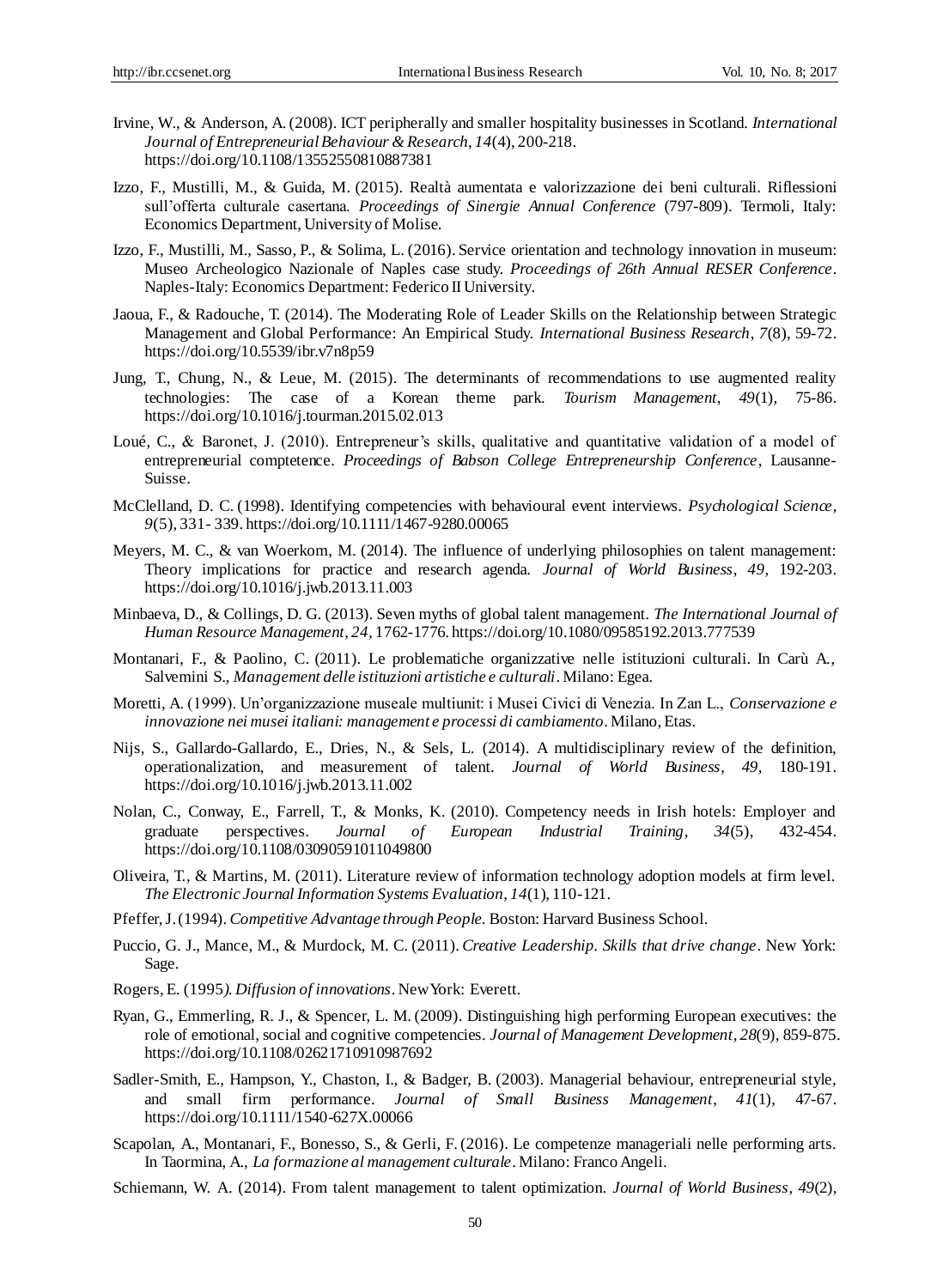Irvine, W., & Anderson, A. (2008). ICT peripherally and smaller hospitality businesses in Scotland. *International Journal of Entrepreneurial Behaviour & Research*, *14*(4), 200-218. https://doi.org/10.1108/13552550810887381

Izzo, F., Mustilli, M., & Guida, M. (2015). Realtà aumentata e valorizzazione dei beni culturali. Riflessioni sull'offerta culturale casertana. *Proceedings of Sinergie Annual Conference* (797-809). Termoli, Italy: Economics Department, University of Molise.

Izzo, F., Mustilli, M., Sasso, P., & Solima, L. (2016). Service orientation and technology innovation in museum: Museo Archeologico Nazionale of Naples case study. *Proceedings of 26th Annual RESER Conference*. Naples-Italy: Economics Department: Federico II University.

Jaoua, F., & Radouche, T. (2014). The Moderating Role of Leader Skills on the Relationship between Strategic Management and Global Performance: An Empirical Study. *International Business Research*, *7*(8), 59-72. https://doi.org/10.5539/ibr.v7n8p59

Jung, T., Chung, N., & Leue, M. (2015). The determinants of recommendations to use augmented reality technologies: The case of a Korean theme park. *Tourism Management*, *49*(1), 75-86. https://doi.org/10.1016/j.tourman.2015.02.013

Loué, C., & Baronet, J. (2010). Entrepreneur's skills, qualitative and quantitative validation of a model of entrepreneurial comptetence. *Proceedings of Babson College Entrepreneurship Conference*, Lausanne-Suisse.

McClelland, D. C. (1998). Identifying competencies with behavioural event interviews. *Psychological Science*, *9*(5), 331- 339. https://doi.org/10.1111/1467-9280.00065

Meyers, M. C., & van Woerkom, M. (2014). The influence of underlying philosophies on talent management: Theory implications for practice and research agenda. *Journal of World Business*, *49*, 192-203. https://doi.org/10.1016/j.jwb.2013.11.003

Minbaeva, D., & Collings, D. G. (2013). Seven myths of global talent management. *The International Journal of Human Resource Management*, *24*, 1762-1776. https://doi.org/10.1080/09585192.2013.777539

Montanari, F., & Paolino, C. (2011). Le problematiche organizzative nelle istituzioni culturali. In Carù A., Salvemini S., *Management delle istituzioni artistiche e culturali*. Milano: Egea.

Moretti, A. (1999). Un'organizzazione museale multiunit: i Musei Civici di Venezia. In Zan L., *Conservazione e innovazione nei musei italiani: management e processi di cambiamento*. Milano, Etas.

Nijs, S., Gallardo-Gallardo, E., Dries, N., & Sels, L. (2014). A multidisciplinary review of the definition, operationalization, and measurement of talent. *Journal of World Business*, *49*, 180-191. https://doi.org/10.1016/j.jwb.2013.11.002

Nolan, C., Conway, E., Farrell, T., & Monks, K. (2010). Competency needs in Irish hotels: Employer and graduate perspectives. *Journal of European Industrial Training*, *34*(5), 432-454. https://doi.org/10.1108/03090591011049800

Oliveira, T., & Martins, M. (2011). Literature review of information technology adoption models at firm level. *The Electronic Journal Information Systems Evaluation*, *14*(1), 110-121.

Pfeffer, J. (1994). *Competitive Advantage through People*. Boston: Harvard Business School.

Puccio, G. J., Mance, M., & Murdock, M. C. (2011). *Creative Leadership. Skills that drive change*. New York: Sage.

Rogers, E. (1995*). Diffusion of innovations*. New York: Everett.

Ryan, G., Emmerling, R. J., & Spencer, L. M. (2009). Distinguishing high performing European executives: the role of emotional, social and cognitive competencies. *Journal of Management Development*, *28*(9), 859-875. https://doi.org/10.1108/02621710910987692

Sadler-Smith, E., Hampson, Y., Chaston, I., & Badger, B. (2003). Managerial behaviour, entrepreneurial style, and small firm performance. *Journal of Small Business Management*, *41*(1), 47-67. https://doi.org/10.1111/1540-627X.00066

Scapolan, A., Montanari, F., Bonesso, S., & Gerli, F. (2016). Le competenze manageriali nelle performing arts. In Taormina, A., *La formazione al management culturale*. Milano: Franco Angeli.

Schiemann, W. A. (2014). From talent management to talent optimization. *Journal of World Business*, *49*(2),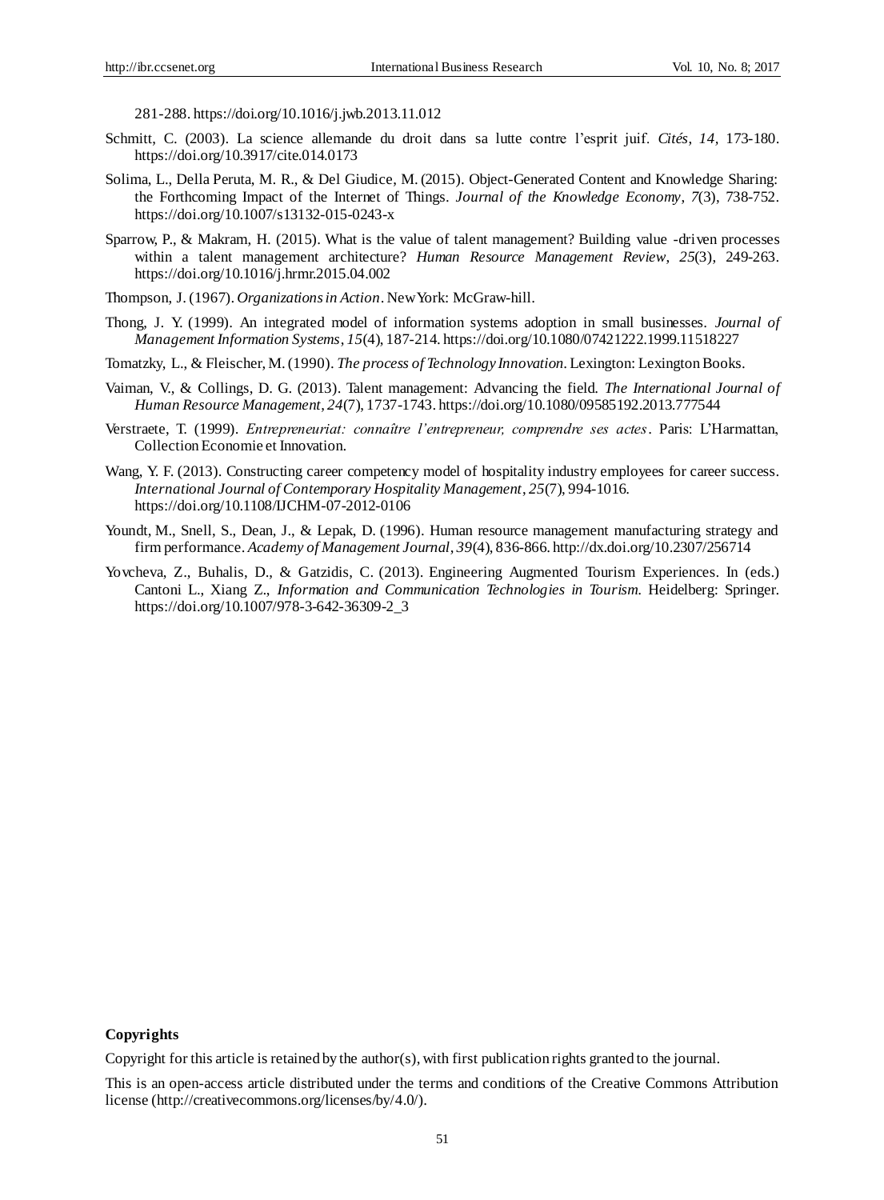281-288. https://doi.org/10.1016/j.jwb.2013.11.012

Schmitt, C. (2003). La science allemande du droit dans sa lutte contre l'esprit juif. *Cités*, *14*, 173-180. https://doi.org/10.3917/cite.014.0173

Solima, L., Della Peruta, M. R., & Del Giudice, M. (2015). Object-Generated Content and Knowledge Sharing: the Forthcoming Impact of the Internet of Things. *Journal of the Knowledge Economy*, *7*(3), 738-752. https://doi.org/10.1007/s13132-015-0243-x

Sparrow, P., & Makram, H. (2015). What is the value of talent management? Building value -driven processes within a talent management architecture? *Human Resource Management Review*, *25*(3), 249-263. https://doi.org/10.1016/j.hrmr.2015.04.002

Thompson, J. (1967). *Organizations in Action*. New York: McGraw-hill.

Thong, J. Y. (1999). An integrated model of information systems adoption in small businesses. *Journal of Management Information Systems*, *15*(4), 187-214. https://doi.org/10.1080/07421222.1999.11518227

Tomatzky, L., & Fleischer, M. (1990). *The process of Technology Innovation*. Lexington: Lexington Books.

Vaiman, V., & Collings, D. G. (2013). Talent management: Advancing the field. *The International Journal of Human Resource Management*, *24*(7), 1737-1743. https://doi.org/10.1080/09585192.2013.777544

Verstraete, T. (1999). *Entrepreneuriat: connaître l'entrepreneur, comprendre ses actes*. Paris: L'Harmattan, Collection Economie et Innovation.

Wang, Y. F. (2013). Constructing career competency model of hospitality industry employees for career success. *International Journal of Contemporary Hospitality Management*, *25*(7), 994-1016. https://doi.org/10.1108/IJCHM-07-2012-0106

Youndt, M., Snell, S., Dean, J., & Lepak, D. (1996). Human resource management manufacturing strategy and firm performance. *Academy of Management Journal*, *39*(4), 836-866. http://dx.doi.org/10.2307/256714

Yovcheva, Z., Buhalis, D., & Gatzidis, C. (2013). Engineering Augmented Tourism Experiences. In (eds.) Cantoni L., Xiang Z., *Information and Communication Technologies in Tourism*. Heidelberg: Springer. https://doi.org/10.1007/978-3-642-36309-2_3

**Copyrights**

Copyright for this article is retained by the author(s), with first publication rights granted to the journal.

This is an open-access article distributed under the terms and conditions of the Creative Commons Attribution license (http://creativecommons.org/licenses/by/4.0/).